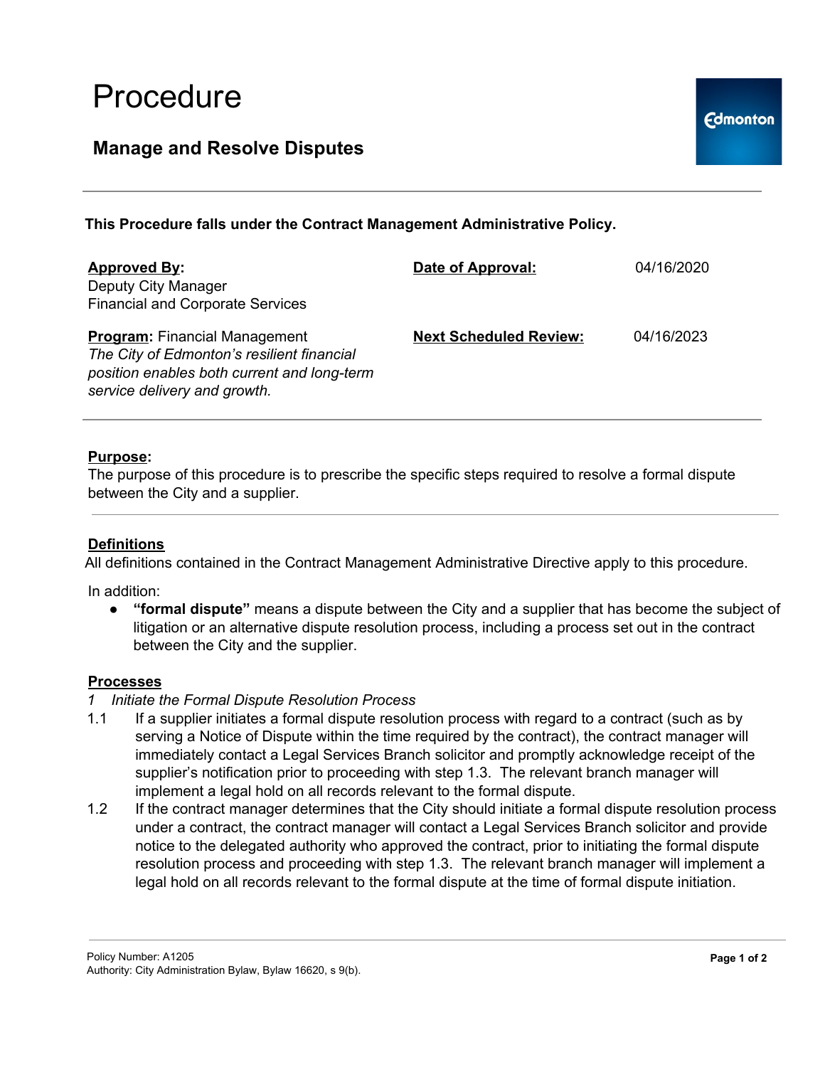# Procedure

## Manage and Resolve Disputes

**This Procedure falls under the Contract Management Administrative Policy.**

| **Approved By:** Deputy City Manager Financial and Corporate Services | **Date of Approval:** | 04/16/2020 |
| --- | --- | --- |
| **Program:** Financial Management *The City of Edmonton's resilient financial position enables both current and long-term service delivery and growth.* | **Next Scheduled Review:** | 04/16/2023 |

**Purpose:**

The purpose of this procedure is to prescribe the specific steps required to resolve a formal dispute between the City and a supplier.

**Definitions**

All definitions contained in the Contract Management Administrative Directive apply to this procedure.

In addition:

- **"formal dispute"** means a dispute between the City and a supplier that has become the subject of litigation or an alternative dispute resolution process, including a process set out in the contract between the City and the supplier.

**Processes**

*1 Initiate the Formal Dispute Resolution Process*

1.1 If a supplier initiates a formal dispute resolution process with regard to a contract (such as by serving a Notice of Dispute within the time required by the contract), the contract manager will immediately contact a Legal Services Branch solicitor and promptly acknowledge receipt of the supplier's notification prior to proceeding with step 1.3. The relevant branch manager will implement a legal hold on all records relevant to the formal dispute.

1.2 If the contract manager determines that the City should initiate a formal dispute resolution process under a contract, the contract manager will contact a Legal Services Branch solicitor and provide notice to the delegated authority who approved the contract, prior to initiating the formal dispute resolution process and proceeding with step 1.3. The relevant branch manager will implement a legal hold on all records relevant to the formal dispute at the time of formal dispute initiation.

Policy Number: A1205
Authority: City Administration Bylaw, Bylaw 16620, s 9(b).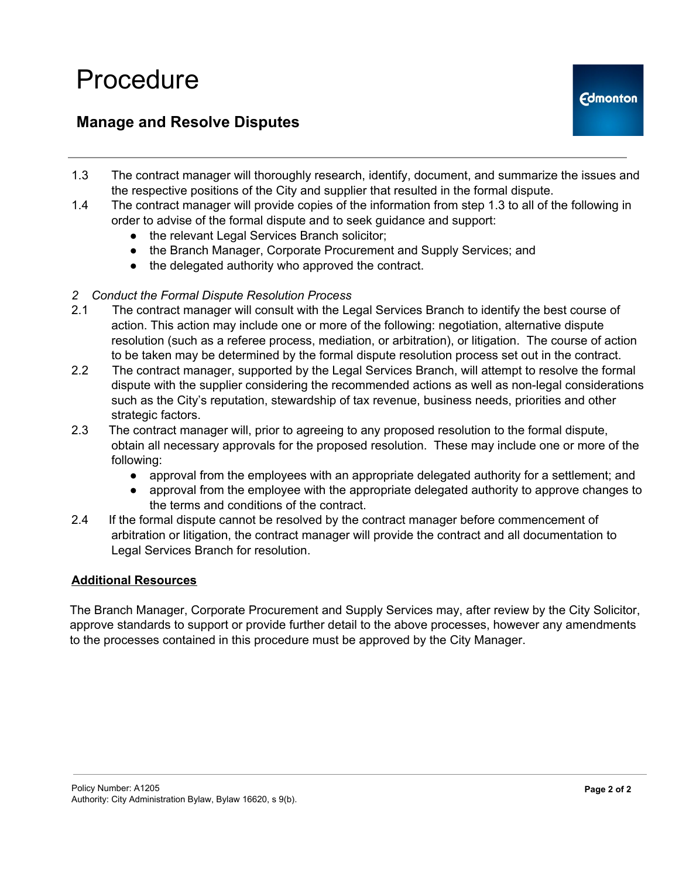1.3 The contract manager will thoroughly research, identify, document, and summarize the issues and the respective positions of the City and supplier that resulted in the formal dispute.

1.4 The contract manager will provide copies of the information from step 1.3 to all of the following in order to advise of the formal dispute and to seek guidance and support:

- the relevant Legal Services Branch solicitor;
- the Branch Manager, Corporate Procurement and Supply Services; and
- the delegated authority who approved the contract.

*2 Conduct the Formal Dispute Resolution Process*

2.1 The contract manager will consult with the Legal Services Branch to identify the best course of action. This action may include one or more of the following: negotiation, alternative dispute resolution (such as a referee process, mediation, or arbitration), or litigation. The course of action to be taken may be determined by the formal dispute resolution process set out in the contract.

2.2 The contract manager, supported by the Legal Services Branch, will attempt to resolve the formal dispute with the supplier considering the recommended actions as well as non-legal considerations such as the City's reputation, stewardship of tax revenue, business needs, priorities and other strategic factors.

2.3 The contract manager will, prior to agreeing to any proposed resolution to the formal dispute, obtain all necessary approvals for the proposed resolution. These may include one or more of the following:

- approval from the employees with an appropriate delegated authority for a settlement; and
- approval from the employee with the appropriate delegated authority to approve changes to the terms and conditions of the contract.

2.4 If the formal dispute cannot be resolved by the contract manager before commencement of arbitration or litigation, the contract manager will provide the contract and all documentation to Legal Services Branch for resolution.

## Additional Resources

The Branch Manager, Corporate Procurement and Supply Services may, after review by the City Solicitor, approve standards to support or provide further detail to the above processes, however any amendments to the processes contained in this procedure must be approved by the City Manager.

Policy Number: A1205
Authority: City Administration Bylaw, Bylaw 16620, s 9(b).